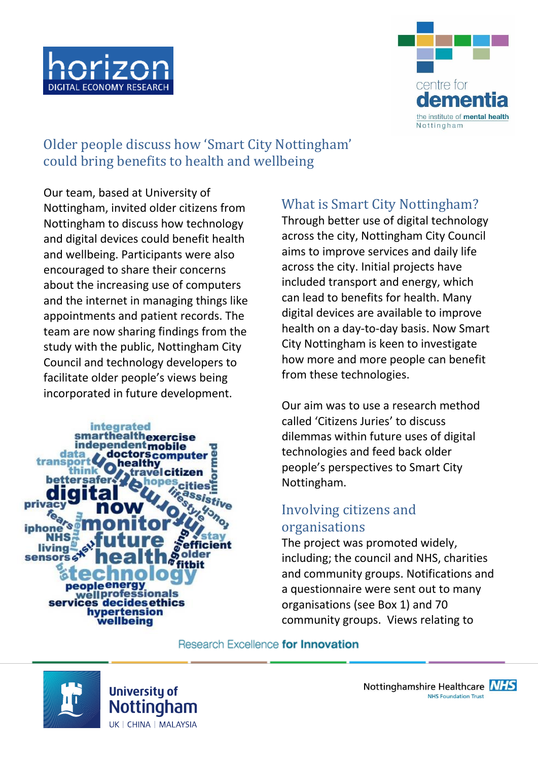# Older people discuss how 'Smart City Nottingham' could bring benefits to health and wellbeing

Our team, based at University of Nottingham, invited older citizens from Nottingham to discuss how technology and digital devices could benefit health and wellbeing. Participants were also encouraged to share their concerns about the increasing use of computers and the internet in managing things like appointments and patient records. The team are now sharing findings from the study with the public, Nottingham City Council and technology developers to facilitate older people's views being incorporated in future development.

## What is Smart City Nottingham?

Through better use of digital technology across the city, Nottingham City Council aims to improve services and daily life across the city. Initial projects have included transport and energy, which can lead to benefits for health. Many digital devices are available to improve health on a day-to-day basis. Now Smart City Nottingham is keen to investigate how more and more people can benefit from these technologies.

Our aim was to use a research method called 'Citizens Juries' to discuss dilemmas within future uses of digital technologies and feed back older people's perspectives to Smart City Nottingham.

## Involving citizens and organisations

The project was promoted widely, including; the council and NHS, charities and community groups. Notifications and a questionnaire were sent out to many organisations (see Box 1) and 70 community groups. Views relating to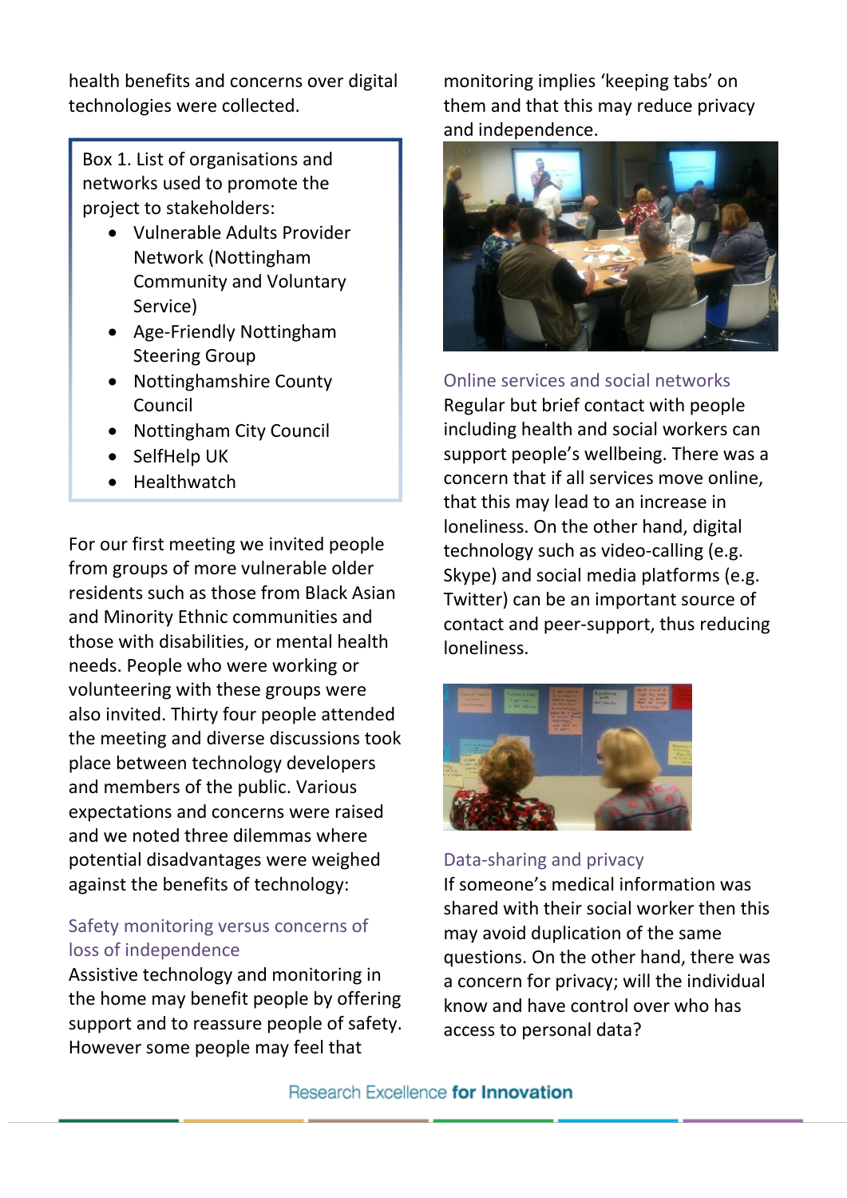health benefits and concerns over digital technologies were collected.

> Box 1. List of organisations and networks used to promote the project to stakeholders:
>
> - Vulnerable Adults Provider Network (Nottingham Community and Voluntary Service)
> - Age-Friendly Nottingham Steering Group
> - Nottinghamshire County Council
> - Nottingham City Council
> - SelfHelp UK
> - Healthwatch

For our first meeting we invited people from groups of more vulnerable older residents such as those from Black Asian and Minority Ethnic communities and those with disabilities, or mental health needs. People who were working or volunteering with these groups were also invited. Thirty four people attended the meeting and diverse discussions took place between technology developers and members of the public. Various expectations and concerns were raised and we noted three dilemmas where potential disadvantages were weighed against the benefits of technology:

### Safety monitoring versus concerns of loss of independence

Assistive technology and monitoring in the home may benefit people by offering support and to reassure people of safety. However some people may feel that monitoring implies 'keeping tabs' on them and that this may reduce privacy and independence.

### Online services and social networks

Regular but brief contact with people including health and social workers can support people's wellbeing. There was a concern that if all services move online, that this may lead to an increase in loneliness. On the other hand, digital technology such as video-calling (e.g. Skype) and social media platforms (e.g. Twitter) can be an important source of contact and peer-support, thus reducing loneliness.

### Data-sharing and privacy

If someone's medical information was shared with their social worker then this may avoid duplication of the same questions. On the other hand, there was a concern for privacy; will the individual know and have control over who has access to personal data?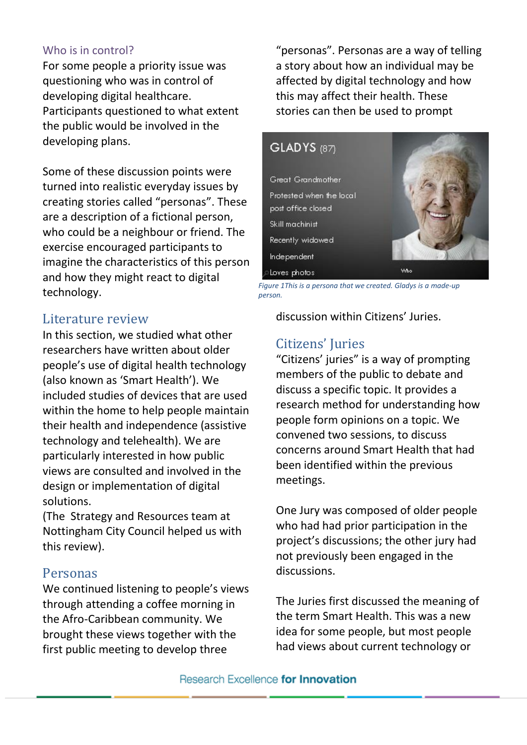## Who is in control?

For some people a priority issue was questioning who was in control of developing digital healthcare. Participants questioned to what extent the public would be involved in the developing plans.

Some of these discussion points were turned into realistic everyday issues by creating stories called “personas”. These are a description of a fictional person, who could be a neighbour or friend. The exercise encouraged participants to imagine the characteristics of this person and how they might react to digital technology.

## Literature review

In this section, we studied what other researchers have written about older people’s use of digital health technology (also known as ‘Smart Health’). We included studies of devices that are used within the home to help people maintain their health and independence (assistive technology and telehealth). We are particularly interested in how public views are consulted and involved in the design or implementation of digital solutions.
(The Strategy and Resources team at Nottingham City Council helped us with this review).

## Personas

We continued listening to people’s views through attending a coffee morning in the Afro-Caribbean community. We brought these views together with the first public meeting to develop three “personas”. Personas are a way of telling a story about how an individual may be affected by digital technology and how this may affect their health. These stories can then be used to prompt discussion within Citizens’ Juries.

*Figure 1This is a persona that we created. Gladys is a made-up person.*

## Citizens’ Juries

“Citizens’ juries” is a way of prompting members of the public to debate and discuss a specific topic. It provides a research method for understanding how people form opinions on a topic. We convened two sessions, to discuss concerns around Smart Health that had been identified within the previous meetings.

One Jury was composed of older people who had had prior participation in the project’s discussions; the other jury had not previously been engaged in the discussions.

The Juries first discussed the meaning of the term Smart Health. This was a new idea for some people, but most people had views about current technology or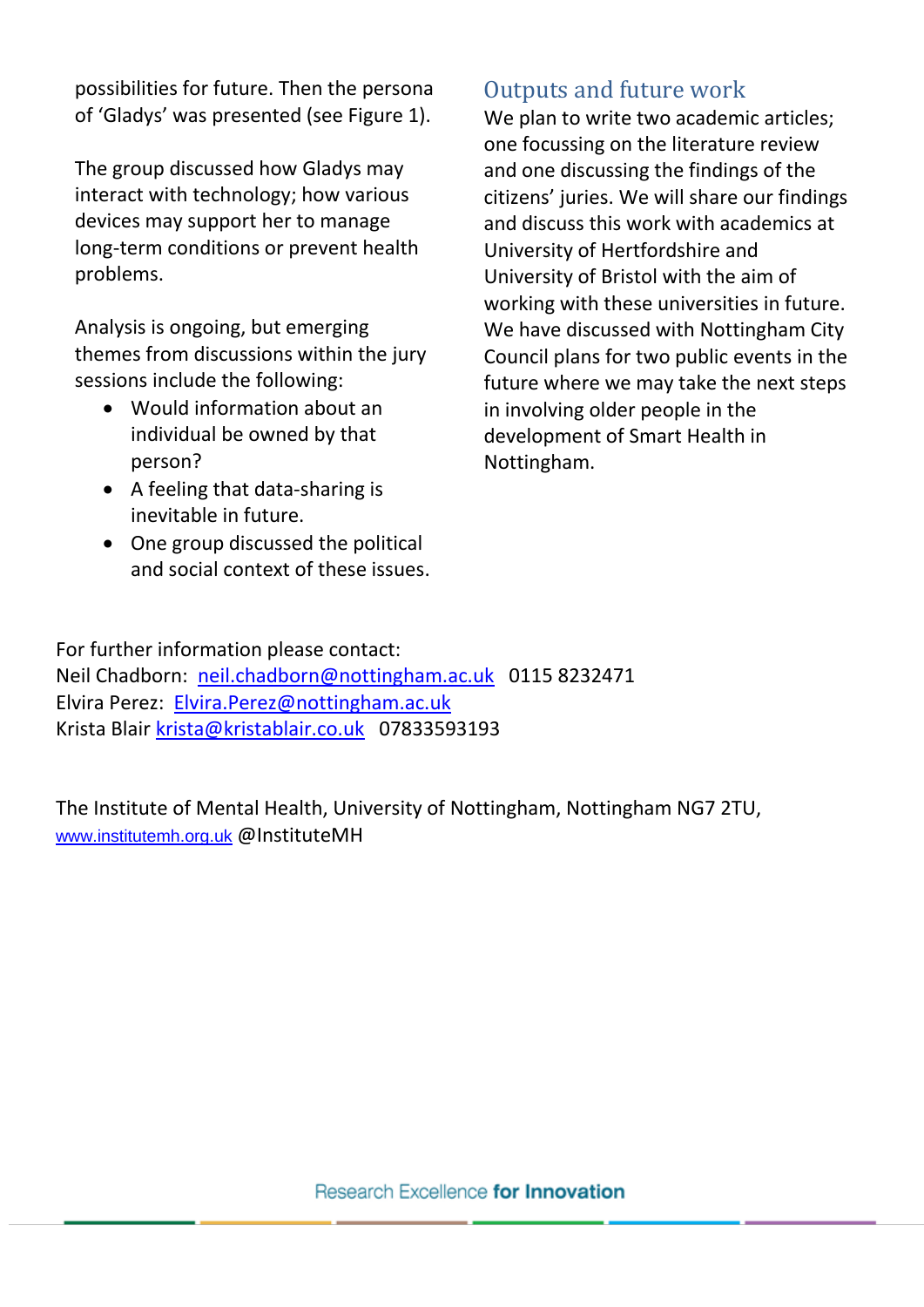possibilities for future. Then the persona of 'Gladys' was presented (see Figure 1).

The group discussed how Gladys may interact with technology; how various devices may support her to manage long-term conditions or prevent health problems.

Analysis is ongoing, but emerging themes from discussions within the jury sessions include the following:

- Would information about an individual be owned by that person?
- A feeling that data-sharing is inevitable in future.
- One group discussed the political and social context of these issues.

## Outputs and future work

We plan to write two academic articles; one focussing on the literature review and one discussing the findings of the citizens' juries. We will share our findings and discuss this work with academics at University of Hertfordshire and University of Bristol with the aim of working with these universities in future. We have discussed with Nottingham City Council plans for two public events in the future where we may take the next steps in involving older people in the development of Smart Health in Nottingham.

For further information please contact:
Neil Chadborn: neil.chadborn@nottingham.ac.uk 0115 8232471
Elvira Perez: Elvira.Perez@nottingham.ac.uk
Krista Blair krista@kristablair.co.uk 07833593193

The Institute of Mental Health, University of Nottingham, Nottingham NG7 2TU,
www.institutemh.org.uk @InstituteMH

Research Excellence **for Innovation**